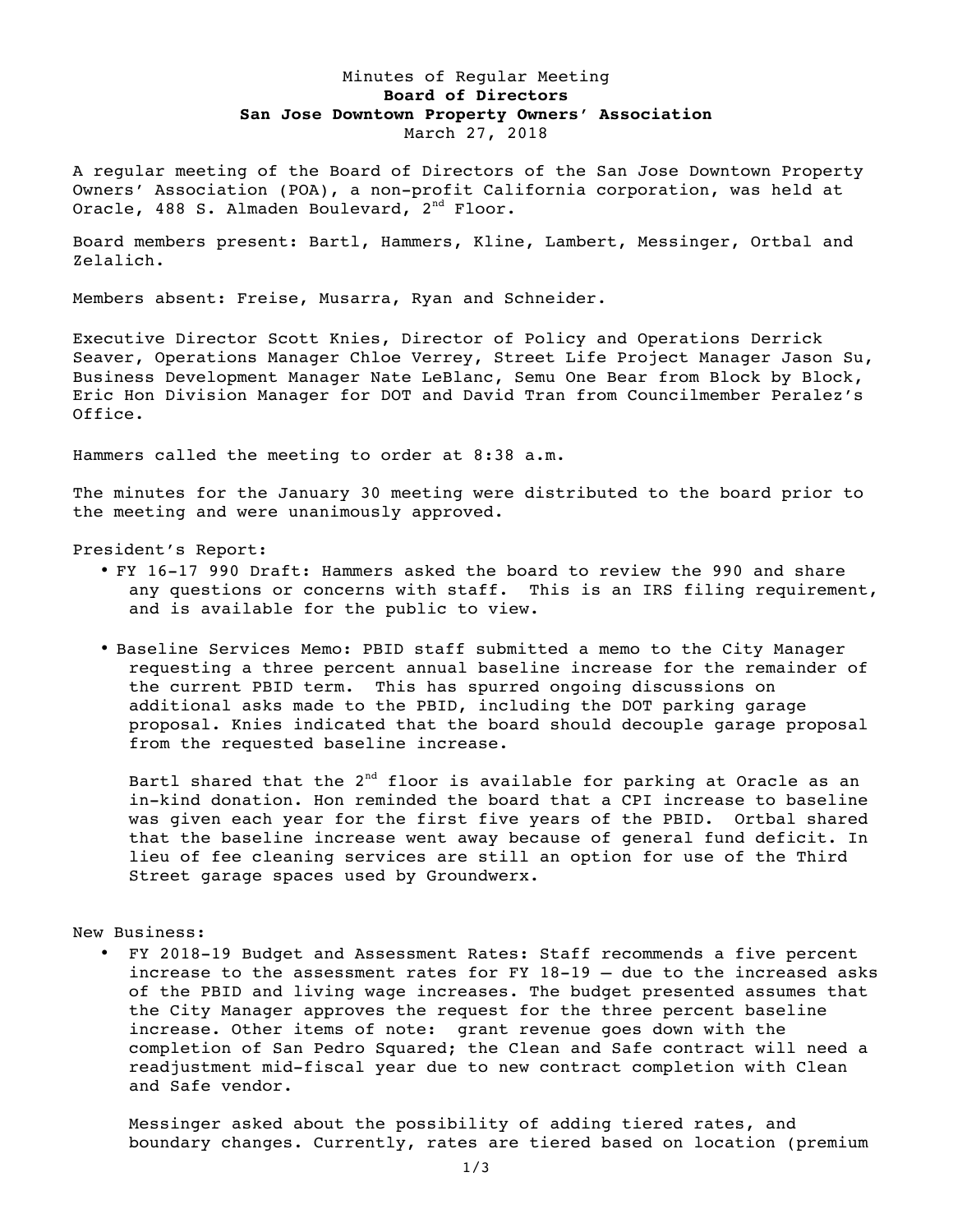Minutes of Regular Meeting
**Board of Directors**
**San Jose Downtown Property Owners' Association**
March 27, 2018

A regular meeting of the Board of Directors of the San Jose Downtown Property Owners' Association (POA), a non-profit California corporation, was held at Oracle, 488 S. Almaden Boulevard, 2nd Floor.

Board members present: Bartl, Hammers, Kline, Lambert, Messinger, Ortbal and Zelalich.

Members absent: Freise, Musarra, Ryan and Schneider.

Executive Director Scott Knies, Director of Policy and Operations Derrick Seaver, Operations Manager Chloe Verrey, Street Life Project Manager Jason Su, Business Development Manager Nate LeBlanc, Semu One Bear from Block by Block, Eric Hon Division Manager for DOT and David Tran from Councilmember Peralez's Office.

Hammers called the meeting to order at 8:38 a.m.

The minutes for the January 30 meeting were distributed to the board prior to the meeting and were unanimously approved.

President's Report:

- FY 16-17 990 Draft: Hammers asked the board to review the 990 and share any questions or concerns with staff. This is an IRS filing requirement, and is available for the public to view.

- Baseline Services Memo: PBID staff submitted a memo to the City Manager requesting a three percent annual baseline increase for the remainder of the current PBID term. This has spurred ongoing discussions on additional asks made to the PBID, including the DOT parking garage proposal. Knies indicated that the board should decouple garage proposal from the requested baseline increase.

  Bartl shared that the 2nd floor is available for parking at Oracle as an in-kind donation. Hon reminded the board that a CPI increase to baseline was given each year for the first five years of the PBID. Ortbal shared that the baseline increase went away because of general fund deficit. In lieu of fee cleaning services are still an option for use of the Third Street garage spaces used by Groundwerx.

New Business:

- FY 2018-19 Budget and Assessment Rates: Staff recommends a five percent increase to the assessment rates for FY 18-19 – due to the increased asks of the PBID and living wage increases. The budget presented assumes that the City Manager approves the request for the three percent baseline increase. Other items of note: grant revenue goes down with the completion of San Pedro Squared; the Clean and Safe contract will need a readjustment mid-fiscal year due to new contract completion with Clean and Safe vendor.

  Messinger asked about the possibility of adding tiered rates, and boundary changes. Currently, rates are tiered based on location (premium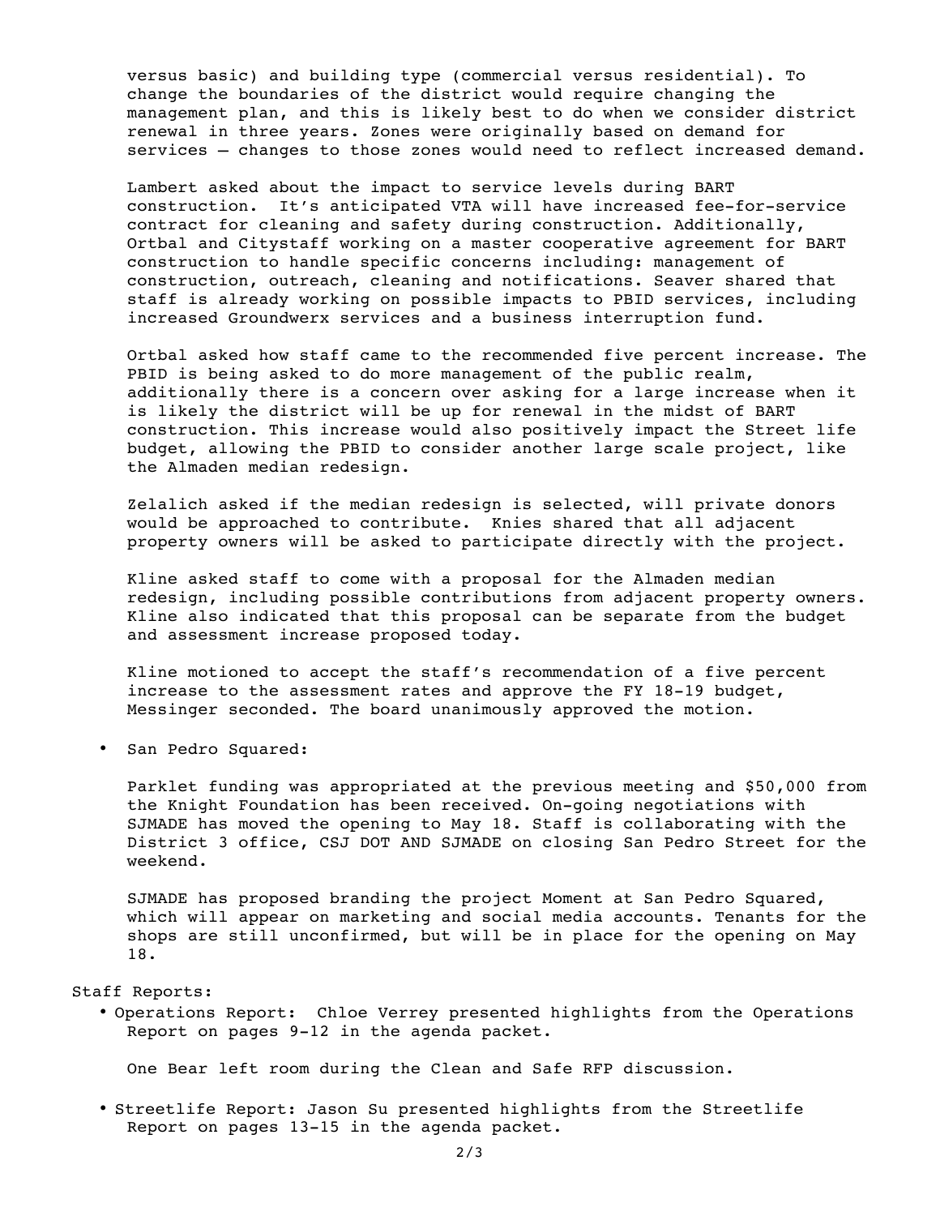versus basic) and building type (commercial versus residential). To change the boundaries of the district would require changing the management plan, and this is likely best to do when we consider district renewal in three years. Zones were originally based on demand for services – changes to those zones would need to reflect increased demand.

Lambert asked about the impact to service levels during BART construction. It's anticipated VTA will have increased fee-for-service contract for cleaning and safety during construction. Additionally, Ortbal and Citystaff working on a master cooperative agreement for BART construction to handle specific concerns including: management of construction, outreach, cleaning and notifications. Seaver shared that staff is already working on possible impacts to PBID services, including increased Groundwerx services and a business interruption fund.

Ortbal asked how staff came to the recommended five percent increase. The PBID is being asked to do more management of the public realm, additionally there is a concern over asking for a large increase when it is likely the district will be up for renewal in the midst of BART construction. This increase would also positively impact the Street life budget, allowing the PBID to consider another large scale project, like the Almaden median redesign.

Zelalich asked if the median redesign is selected, will private donors would be approached to contribute. Knies shared that all adjacent property owners will be asked to participate directly with the project.

Kline asked staff to come with a proposal for the Almaden median redesign, including possible contributions from adjacent property owners. Kline also indicated that this proposal can be separate from the budget and assessment increase proposed today.

Kline motioned to accept the staff's recommendation of a five percent increase to the assessment rates and approve the FY 18-19 budget, Messinger seconded. The board unanimously approved the motion.

- San Pedro Squared:

  Parklet funding was appropriated at the previous meeting and $50,000 from the Knight Foundation has been received. On-going negotiations with SJMADE has moved the opening to May 18. Staff is collaborating with the District 3 office, CSJ DOT AND SJMADE on closing San Pedro Street for the weekend.

  SJMADE has proposed branding the project Moment at San Pedro Squared, which will appear on marketing and social media accounts. Tenants for the shops are still unconfirmed, but will be in place for the opening on May 18.

Staff Reports:

- Operations Report: Chloe Verrey presented highlights from the Operations Report on pages 9-12 in the agenda packet.

  One Bear left room during the Clean and Safe RFP discussion.

- Streetlife Report: Jason Su presented highlights from the Streetlife Report on pages 13-15 in the agenda packet.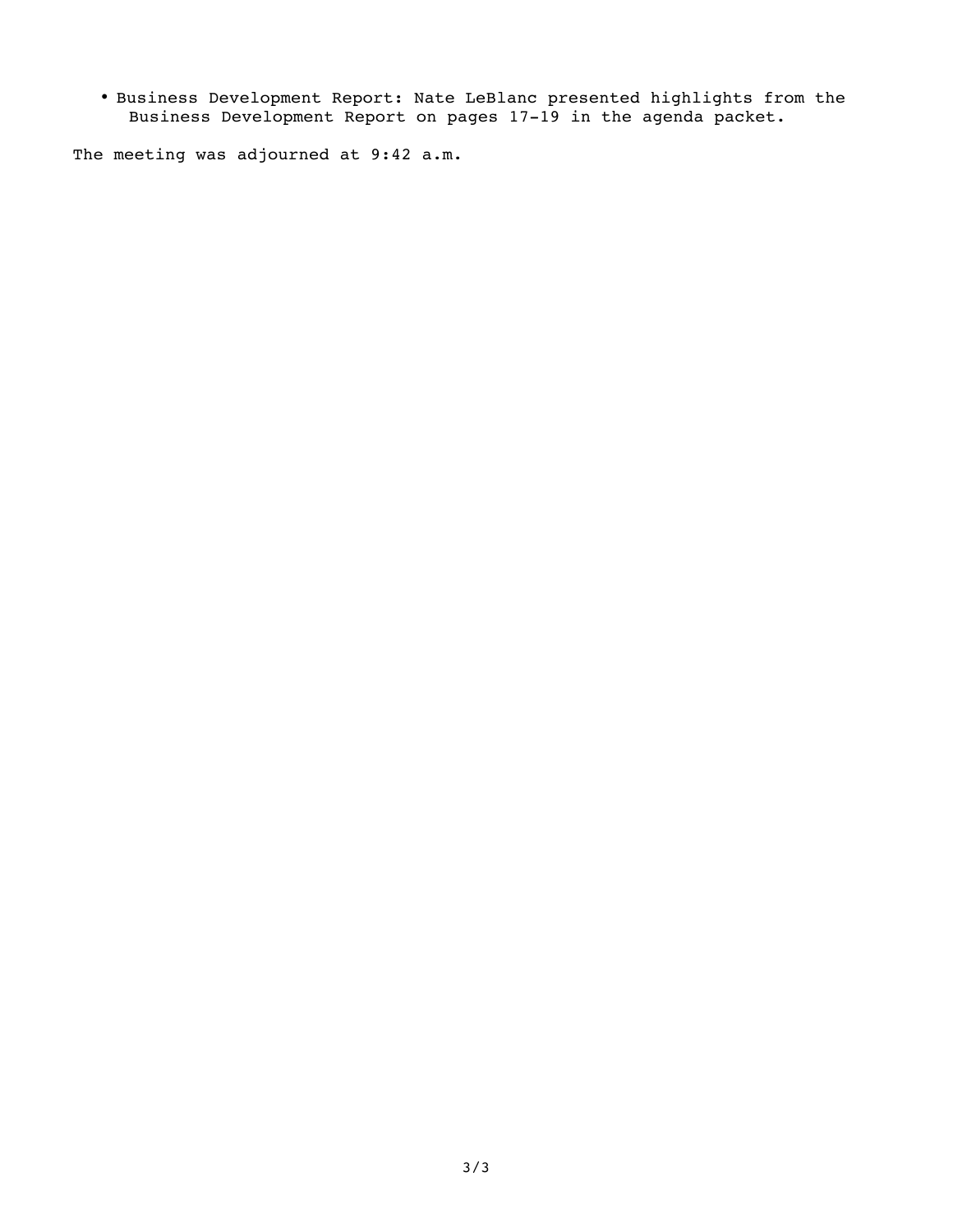- Business Development Report: Nate LeBlanc presented highlights from the Business Development Report on pages 17-19 in the agenda packet.

The meeting was adjourned at 9:42 a.m.